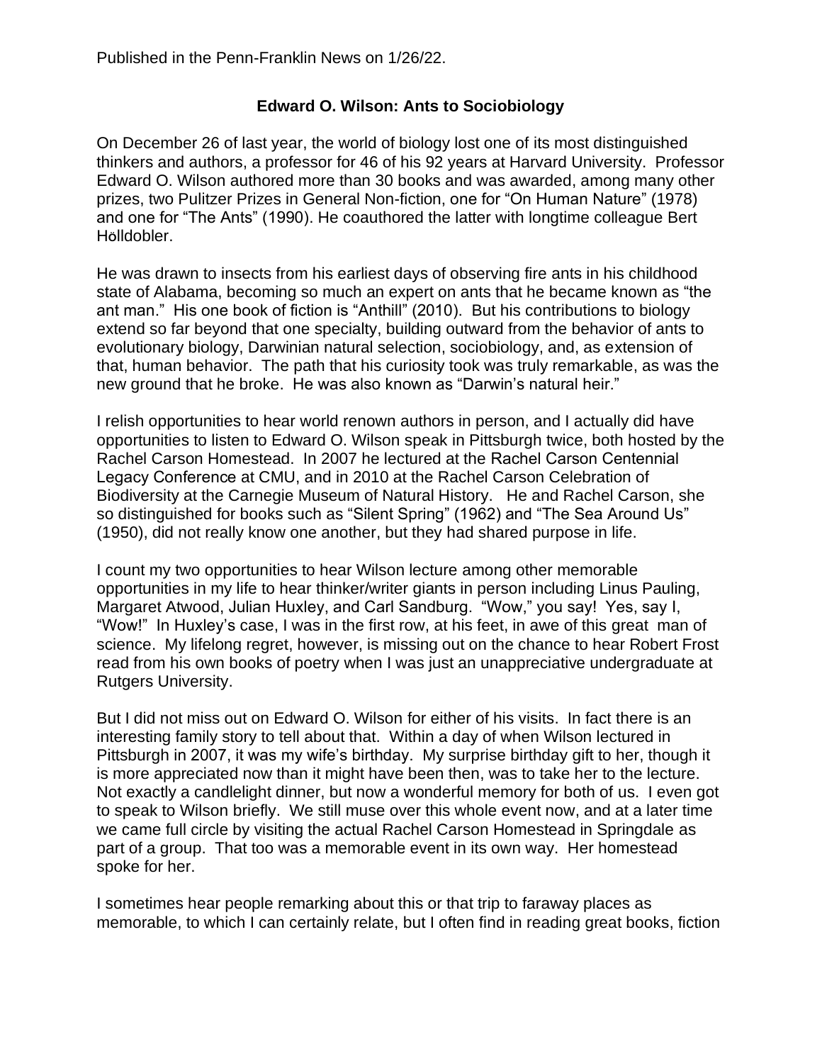Published in the Penn-Franklin News on 1/26/22.

**Edward O. Wilson: Ants to Sociobiology**

On December 26 of last year, the world of biology lost one of its most distinguished thinkers and authors, a professor for 46 of his 92 years at Harvard University. Professor Edward O. Wilson authored more than 30 books and was awarded, among many other prizes, two Pulitzer Prizes in General Non-fiction, one for "On Human Nature" (1978) and one for "The Ants" (1990). He coauthored the latter with longtime colleague Bert Hölldobler.

He was drawn to insects from his earliest days of observing fire ants in his childhood state of Alabama, becoming so much an expert on ants that he became known as "the ant man." His one book of fiction is "Anthill" (2010). But his contributions to biology extend so far beyond that one specialty, building outward from the behavior of ants to evolutionary biology, Darwinian natural selection, sociobiology, and, as extension of that, human behavior. The path that his curiosity took was truly remarkable, as was the new ground that he broke. He was also known as "Darwin's natural heir."

I relish opportunities to hear world renown authors in person, and I actually did have opportunities to listen to Edward O. Wilson speak in Pittsburgh twice, both hosted by the Rachel Carson Homestead. In 2007 he lectured at the Rachel Carson Centennial Legacy Conference at CMU, and in 2010 at the Rachel Carson Celebration of Biodiversity at the Carnegie Museum of Natural History. He and Rachel Carson, she so distinguished for books such as "Silent Spring" (1962) and "The Sea Around Us" (1950), did not really know one another, but they had shared purpose in life.

I count my two opportunities to hear Wilson lecture among other memorable opportunities in my life to hear thinker/writer giants in person including Linus Pauling, Margaret Atwood, Julian Huxley, and Carl Sandburg. "Wow," you say! Yes, say I, "Wow!" In Huxley's case, I was in the first row, at his feet, in awe of this great man of science. My lifelong regret, however, is missing out on the chance to hear Robert Frost read from his own books of poetry when I was just an unappreciative undergraduate at Rutgers University.

But I did not miss out on Edward O. Wilson for either of his visits. In fact there is an interesting family story to tell about that. Within a day of when Wilson lectured in Pittsburgh in 2007, it was my wife's birthday. My surprise birthday gift to her, though it is more appreciated now than it might have been then, was to take her to the lecture. Not exactly a candlelight dinner, but now a wonderful memory for both of us. I even got to speak to Wilson briefly. We still muse over this whole event now, and at a later time we came full circle by visiting the actual Rachel Carson Homestead in Springdale as part of a group. That too was a memorable event in its own way. Her homestead spoke for her.

I sometimes hear people remarking about this or that trip to faraway places as memorable, to which I can certainly relate, but I often find in reading great books, fiction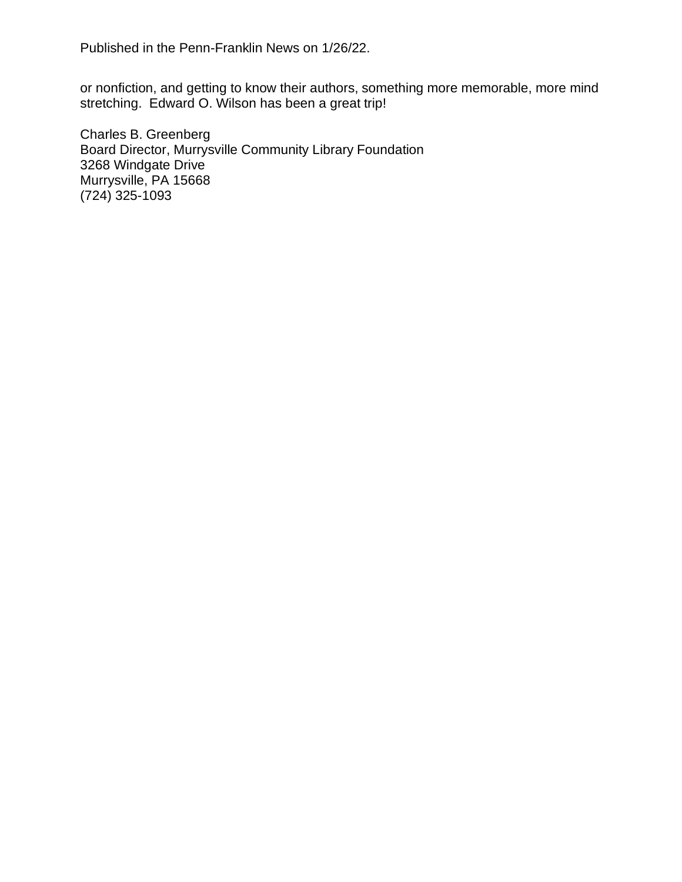Published in the Penn-Franklin News on 1/26/22.

or nonfiction, and getting to know their authors, something more memorable, more mind stretching. Edward O. Wilson has been a great trip!

Charles B. Greenberg  
Board Director, Murrysville Community Library Foundation  
3268 Windgate Drive  
Murrysville, PA 15668  
(724) 325-1093